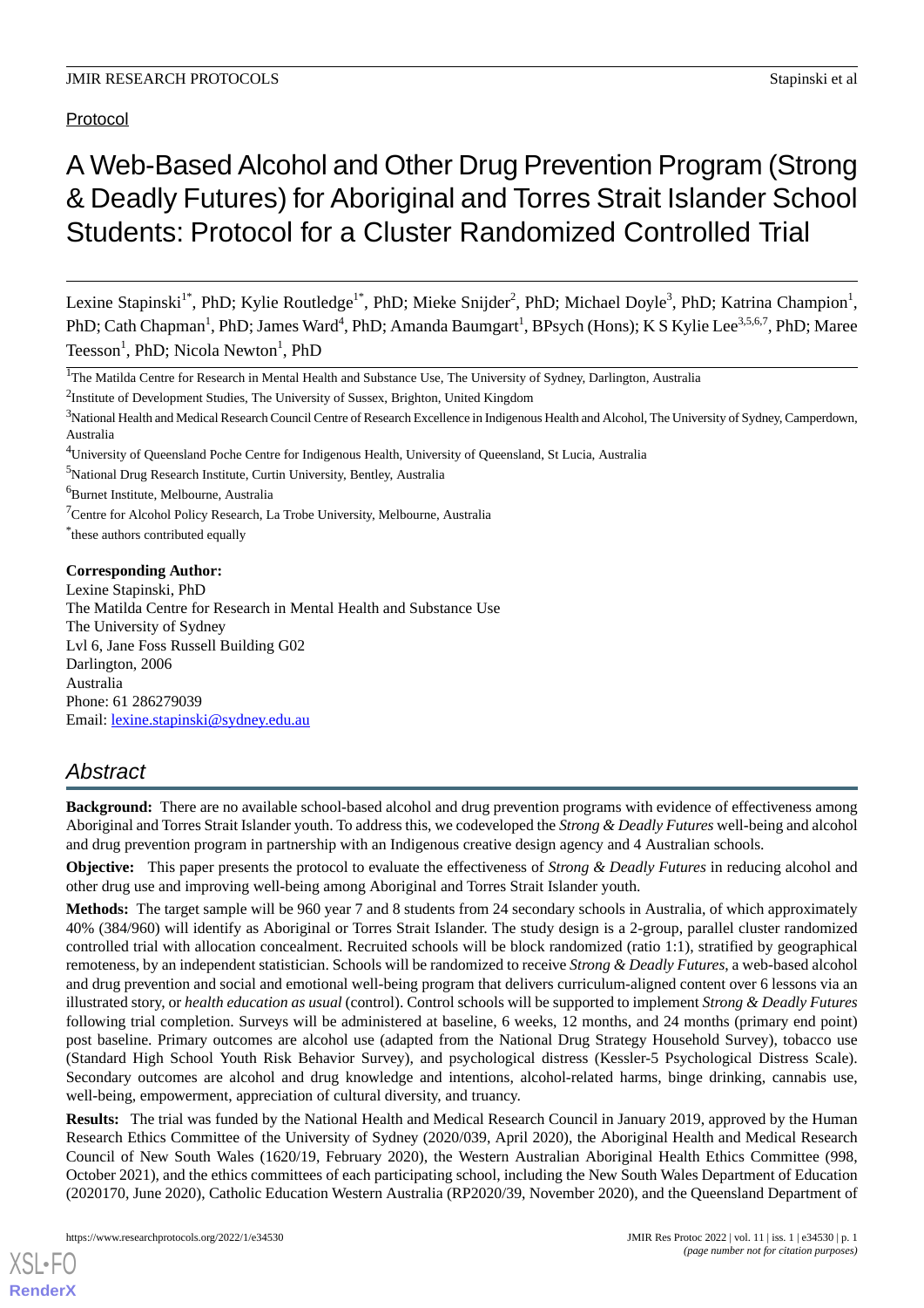Protocol

# A Web-Based Alcohol and Other Drug Prevention Program (Strong & Deadly Futures) for Aboriginal and Torres Strait Islander School Students: Protocol for a Cluster Randomized Controlled Trial

Lexine Stapinski[1*], PhD; Kylie Routledge[1*], PhD; Mieke Snijder[2], PhD; Michael Doyle[3], PhD; Katrina Champion[1], PhD; Cath Chapman[1], PhD; James Ward[4], PhD; Amanda Baumgart[1], BPsych (Hons); K S Kylie Lee[3,5,6,7], PhD; Maree Teesson[1], PhD; Nicola Newton[1], PhD

[1]The Matilda Centre for Research in Mental Health and Substance Use, The University of Sydney, Darlington, Australia

[2]Institute of Development Studies, The University of Sussex, Brighton, United Kingdom

[3]National Health and Medical Research Council Centre of Research Excellence in Indigenous Health and Alcohol, The University of Sydney, Camperdown, Australia

[4]University of Queensland Poche Centre for Indigenous Health, University of Queensland, St Lucia, Australia

[5]National Drug Research Institute, Curtin University, Bentley, Australia

[6]Burnet Institute, Melbourne, Australia

[7]Centre for Alcohol Policy Research, La Trobe University, Melbourne, Australia

[*]these authors contributed equally

**Corresponding Author:**
Lexine Stapinski, PhD
The Matilda Centre for Research in Mental Health and Substance Use
The University of Sydney
Lvl 6, Jane Foss Russell Building G02
Darlington, 2006
Australia
Phone: 61 286279039
Email: lexine.stapinski@sydney.edu.au

## Abstract

**Background:** There are no available school-based alcohol and drug prevention programs with evidence of effectiveness among Aboriginal and Torres Strait Islander youth. To address this, we codeveloped the *Strong & Deadly Futures* well-being and alcohol and drug prevention program in partnership with an Indigenous creative design agency and 4 Australian schools.

**Objective:** This paper presents the protocol to evaluate the effectiveness of *Strong & Deadly Futures* in reducing alcohol and other drug use and improving well-being among Aboriginal and Torres Strait Islander youth.

**Methods:** The target sample will be 960 year 7 and 8 students from 24 secondary schools in Australia, of which approximately 40% (384/960) will identify as Aboriginal or Torres Strait Islander. The study design is a 2-group, parallel cluster randomized controlled trial with allocation concealment. Recruited schools will be block randomized (ratio 1:1), stratified by geographical remoteness, by an independent statistician. Schools will be randomized to receive *Strong & Deadly Futures*, a web-based alcohol and drug prevention and social and emotional well-being program that delivers curriculum-aligned content over 6 lessons via an illustrated story, or *health education as usual* (control). Control schools will be supported to implement *Strong & Deadly Futures* following trial completion. Surveys will be administered at baseline, 6 weeks, 12 months, and 24 months (primary end point) post baseline. Primary outcomes are alcohol use (adapted from the National Drug Strategy Household Survey), tobacco use (Standard High School Youth Risk Behavior Survey), and psychological distress (Kessler-5 Psychological Distress Scale). Secondary outcomes are alcohol and drug knowledge and intentions, alcohol-related harms, binge drinking, cannabis use, well-being, empowerment, appreciation of cultural diversity, and truancy.

**Results:** The trial was funded by the National Health and Medical Research Council in January 2019, approved by the Human Research Ethics Committee of the University of Sydney (2020/039, April 2020), the Aboriginal Health and Medical Research Council of New South Wales (1620/19, February 2020), the Western Australian Aboriginal Health Ethics Committee (998, October 2021), and the ethics committees of each participating school, including the New South Wales Department of Education (2020170, June 2020), Catholic Education Western Australia (RP2020/39, November 2020), and the Queensland Department of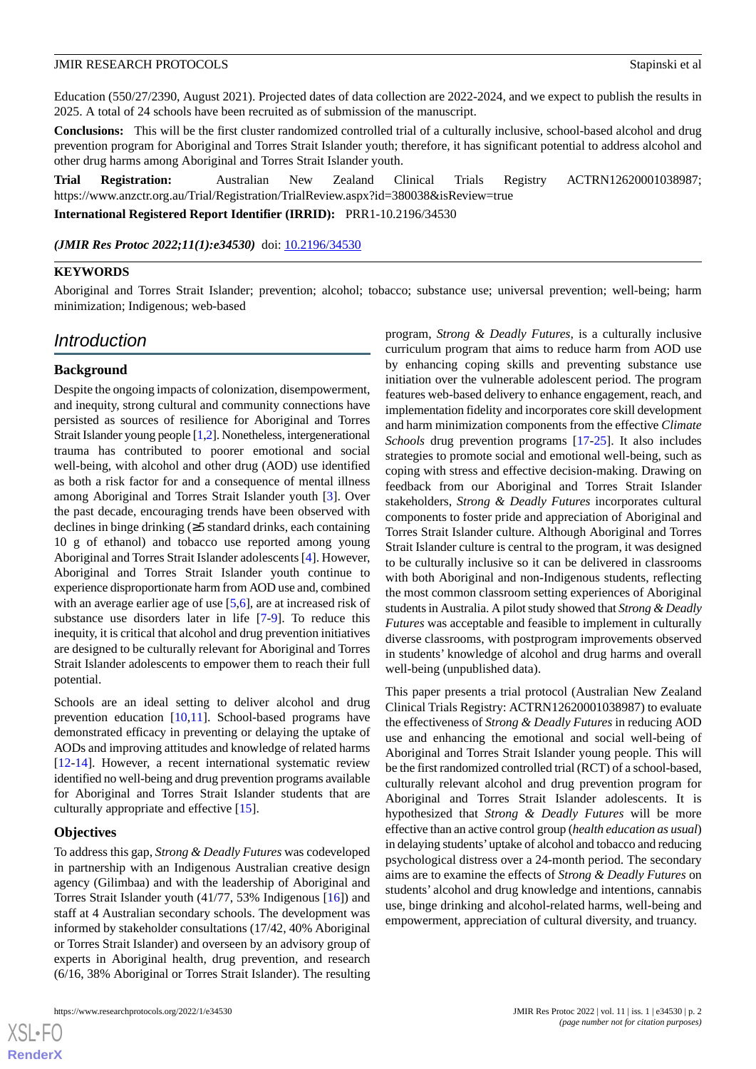Education (550/27/2390, August 2021). Projected dates of data collection are 2022-2024, and we expect to publish the results in 2025. A total of 24 schools have been recruited as of submission of the manuscript.

**Conclusions:** This will be the first cluster randomized controlled trial of a culturally inclusive, school-based alcohol and drug prevention program for Aboriginal and Torres Strait Islander youth; therefore, it has significant potential to address alcohol and other drug harms among Aboriginal and Torres Strait Islander youth.

**Trial Registration:** Australian New Zealand Clinical Trials Registry ACTRN12620001038987; https://www.anzctr.org.au/Trial/Registration/TrialReview.aspx?id=380038&isReview=true

**International Registered Report Identifier (IRRID):** PRR1-10.2196/34530

***(JMIR Res Protoc 2022;11(1):e34530)*** doi: 10.2196/34530

**KEYWORDS**

Aboriginal and Torres Strait Islander; prevention; alcohol; tobacco; substance use; universal prevention; well-being; harm minimization; Indigenous; web-based

## Introduction

### Background

Despite the ongoing impacts of colonization, disempowerment, and inequity, strong cultural and community connections have persisted as sources of resilience for Aboriginal and Torres Strait Islander young people [1,2]. Nonetheless, intergenerational trauma has contributed to poorer emotional and social well-being, with alcohol and other drug (AOD) use identified as both a risk factor for and a consequence of mental illness among Aboriginal and Torres Strait Islander youth [3]. Over the past decade, encouraging trends have been observed with declines in binge drinking (≥5 standard drinks, each containing 10 g of ethanol) and tobacco use reported among young Aboriginal and Torres Strait Islander adolescents [4]. However, Aboriginal and Torres Strait Islander youth continue to experience disproportionate harm from AOD use and, combined with an average earlier age of use [5,6], are at increased risk of substance use disorders later in life [7-9]. To reduce this inequity, it is critical that alcohol and drug prevention initiatives are designed to be culturally relevant for Aboriginal and Torres Strait Islander adolescents to empower them to reach their full potential.

Schools are an ideal setting to deliver alcohol and drug prevention education [10,11]. School-based programs have demonstrated efficacy in preventing or delaying the uptake of AODs and improving attitudes and knowledge of related harms [12-14]. However, a recent international systematic review identified no well-being and drug prevention programs available for Aboriginal and Torres Strait Islander students that are culturally appropriate and effective [15].

### Objectives

To address this gap, *Strong & Deadly Futures* was codeveloped in partnership with an Indigenous Australian creative design agency (Gilimbaa) and with the leadership of Aboriginal and Torres Strait Islander youth (41/77, 53% Indigenous [16]) and staff at 4 Australian secondary schools. The development was informed by stakeholder consultations (17/42, 40% Aboriginal or Torres Strait Islander) and overseen by an advisory group of experts in Aboriginal health, drug prevention, and research (6/16, 38% Aboriginal or Torres Strait Islander). The resulting program, *Strong & Deadly Futures*, is a culturally inclusive curriculum program that aims to reduce harm from AOD use by enhancing coping skills and preventing substance use initiation over the vulnerable adolescent period. The program features web-based delivery to enhance engagement, reach, and implementation fidelity and incorporates core skill development and harm minimization components from the effective *Climate Schools* drug prevention programs [17-25]. It also includes strategies to promote social and emotional well-being, such as coping with stress and effective decision-making. Drawing on feedback from our Aboriginal and Torres Strait Islander stakeholders, *Strong & Deadly Futures* incorporates cultural components to foster pride and appreciation of Aboriginal and Torres Strait Islander culture. Although Aboriginal and Torres Strait Islander culture is central to the program, it was designed to be culturally inclusive so it can be delivered in classrooms with both Aboriginal and non-Indigenous students, reflecting the most common classroom setting experiences of Aboriginal students in Australia. A pilot study showed that *Strong & Deadly Futures* was acceptable and feasible to implement in culturally diverse classrooms, with postprogram improvements observed in students' knowledge of alcohol and drug harms and overall well-being (unpublished data).

This paper presents a trial protocol (Australian New Zealand Clinical Trials Registry: ACTRN12620001038987) to evaluate the effectiveness of *Strong & Deadly Futures* in reducing AOD use and enhancing the emotional and social well-being of Aboriginal and Torres Strait Islander young people. This will be the first randomized controlled trial (RCT) of a school-based, culturally relevant alcohol and drug prevention program for Aboriginal and Torres Strait Islander adolescents. It is hypothesized that *Strong & Deadly Futures* will be more effective than an active control group (*health education as usual*) in delaying students' uptake of alcohol and tobacco and reducing psychological distress over a 24-month period. The secondary aims are to examine the effects of *Strong & Deadly Futures* on students' alcohol and drug knowledge and intentions, cannabis use, binge drinking and alcohol-related harms, well-being and empowerment, appreciation of cultural diversity, and truancy.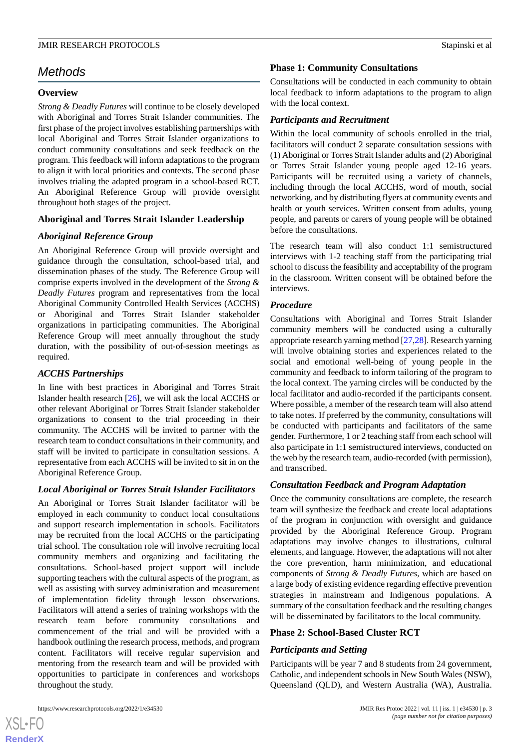## Methods

### Overview

*Strong & Deadly Futures* will continue to be closely developed with Aboriginal and Torres Strait Islander communities. The first phase of the project involves establishing partnerships with local Aboriginal and Torres Strait Islander organizations to conduct community consultations and seek feedback on the program. This feedback will inform adaptations to the program to align it with local priorities and contexts. The second phase involves trialing the adapted program in a school-based RCT. An Aboriginal Reference Group will provide oversight throughout both stages of the project.

### Aboriginal and Torres Strait Islander Leadership

#### Aboriginal Reference Group

An Aboriginal Reference Group will provide oversight and guidance through the consultation, school-based trial, and dissemination phases of the study. The Reference Group will comprise experts involved in the development of the *Strong & Deadly Futures* program and representatives from the local Aboriginal Community Controlled Health Services (ACCHS) or Aboriginal and Torres Strait Islander stakeholder organizations in participating communities. The Aboriginal Reference Group will meet annually throughout the study duration, with the possibility of out-of-session meetings as required.

#### ACCHS Partnerships

In line with best practices in Aboriginal and Torres Strait Islander health research [26], we will ask the local ACCHS or other relevant Aboriginal or Torres Strait Islander stakeholder organizations to consent to the trial proceeding in their community. The ACCHS will be invited to partner with the research team to conduct consultations in their community, and staff will be invited to participate in consultation sessions. A representative from each ACCHS will be invited to sit in on the Aboriginal Reference Group.

#### Local Aboriginal or Torres Strait Islander Facilitators

An Aboriginal or Torres Strait Islander facilitator will be employed in each community to conduct local consultations and support research implementation in schools. Facilitators may be recruited from the local ACCHS or the participating trial school. The consultation role will involve recruiting local community members and organizing and facilitating the consultations. School-based project support will include supporting teachers with the cultural aspects of the program, as well as assisting with survey administration and measurement of implementation fidelity through lesson observations. Facilitators will attend a series of training workshops with the research team before community consultations and commencement of the trial and will be provided with a handbook outlining the research process, methods, and program content. Facilitators will receive regular supervision and mentoring from the research team and will be provided with opportunities to participate in conferences and workshops throughout the study.

### Phase 1: Community Consultations

Consultations will be conducted in each community to obtain local feedback to inform adaptations to the program to align with the local context.

#### Participants and Recruitment

Within the local community of schools enrolled in the trial, facilitators will conduct 2 separate consultation sessions with (1) Aboriginal or Torres Strait Islander adults and (2) Aboriginal or Torres Strait Islander young people aged 12-16 years. Participants will be recruited using a variety of channels, including through the local ACCHS, word of mouth, social networking, and by distributing flyers at community events and health or youth services. Written consent from adults, young people, and parents or carers of young people will be obtained before the consultations.

The research team will also conduct 1:1 semistructured interviews with 1-2 teaching staff from the participating trial school to discuss the feasibility and acceptability of the program in the classroom. Written consent will be obtained before the interviews.

#### Procedure

Consultations with Aboriginal and Torres Strait Islander community members will be conducted using a culturally appropriate research yarning method [27,28]. Research yarning will involve obtaining stories and experiences related to the social and emotional well-being of young people in the community and feedback to inform tailoring of the program to the local context. The yarning circles will be conducted by the local facilitator and audio-recorded if the participants consent. Where possible, a member of the research team will also attend to take notes. If preferred by the community, consultations will be conducted with participants and facilitators of the same gender. Furthermore, 1 or 2 teaching staff from each school will also participate in 1:1 semistructured interviews, conducted on the web by the research team, audio-recorded (with permission), and transcribed.

#### Consultation Feedback and Program Adaptation

Once the community consultations are complete, the research team will synthesize the feedback and create local adaptations of the program in conjunction with oversight and guidance provided by the Aboriginal Reference Group. Program adaptations may involve changes to illustrations, cultural elements, and language. However, the adaptations will not alter the core prevention, harm minimization, and educational components of *Strong & Deadly Futures*, which are based on a large body of existing evidence regarding effective prevention strategies in mainstream and Indigenous populations. A summary of the consultation feedback and the resulting changes will be disseminated by facilitators to the local community.

### Phase 2: School-Based Cluster RCT

#### Participants and Setting

Participants will be year 7 and 8 students from 24 government, Catholic, and independent schools in New South Wales (NSW), Queensland (QLD), and Western Australia (WA), Australia.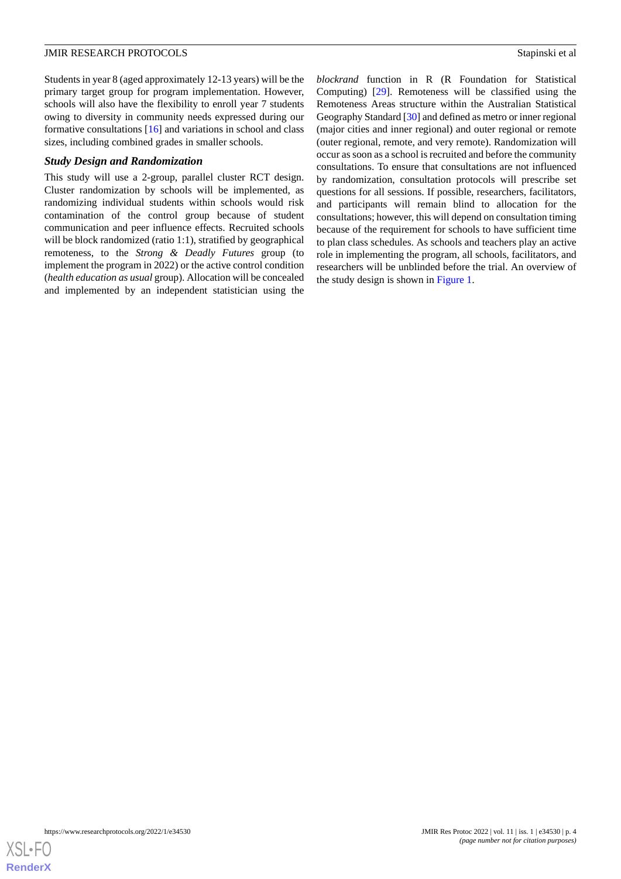Students in year 8 (aged approximately 12-13 years) will be the primary target group for program implementation. However, schools will also have the flexibility to enroll year 7 students owing to diversity in community needs expressed during our formative consultations [16] and variations in school and class sizes, including combined grades in smaller schools.

### Study Design and Randomization

This study will use a 2-group, parallel cluster RCT design. Cluster randomization by schools will be implemented, as randomizing individual students within schools would risk contamination of the control group because of student communication and peer influence effects. Recruited schools will be block randomized (ratio 1:1), stratified by geographical remoteness, to the *Strong & Deadly Futures* group (to implement the program in 2022) or the active control condition (*health education as usual* group). Allocation will be concealed and implemented by an independent statistician using the *blockrand* function in R (R Foundation for Statistical Computing) [29]. Remoteness will be classified using the Remoteness Areas structure within the Australian Statistical Geography Standard [30] and defined as metro or inner regional (major cities and inner regional) and outer regional or remote (outer regional, remote, and very remote). Randomization will occur as soon as a school is recruited and before the community consultations. To ensure that consultations are not influenced by randomization, consultation protocols will prescribe set questions for all sessions. If possible, researchers, facilitators, and participants will remain blind to allocation for the consultations; however, this will depend on consultation timing because of the requirement for schools to have sufficient time to plan class schedules. As schools and teachers play an active role in implementing the program, all schools, facilitators, and researchers will be unblinded before the trial. An overview of the study design is shown in Figure 1.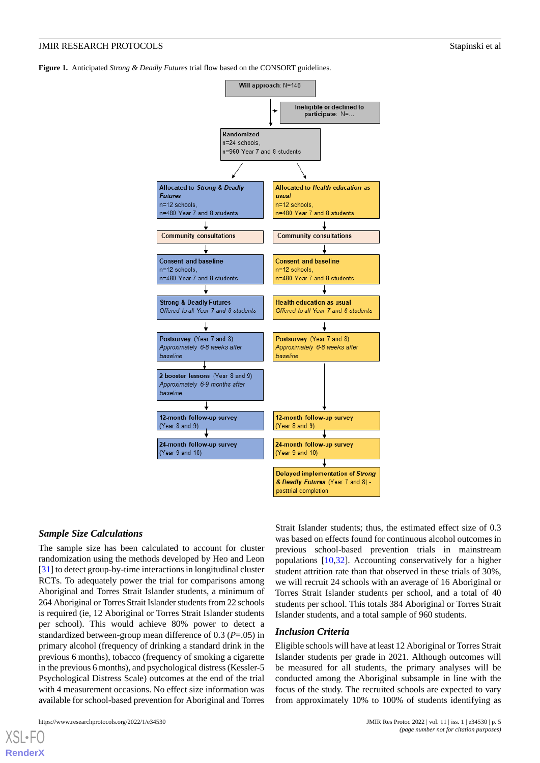**Figure 1.** Anticipated *Strong & Deadly Futures* trial flow based on the CONSORT guidelines.

Will approach: N=148

Ineligible or declined to participate: N=...

Randomized
n=24 schools,
n=960 Year 7 and 8 students

Allocated to *Strong & Deadly Futures*
n=12 schools,
n=480 Year 7 and 8 students

Community consultations

Consent and baseline
n=12 schools,
n=480 Year 7 and 8 students

Strong & Deadly Futures
*Offered to all Year 7 and 8 students*

Postsurvey (Year 7 and 8)
*Approximately 6-8 weeks after baseline*

2 booster lessons (Year 8 and 9)
*Approximately 6-9 months after baseline*

12-month follow-up survey
(Year 8 and 9)

24-month follow-up survey
(Year 9 and 10)

Allocated to *Health education as usual*
n=12 schools,
n=480 Year 7 and 8 students

Community consultations

Consent and baseline
n=12 schools,
n=480 Year 7 and 8 students

Health education as usual
*Offered to all Year 7 and 8 students*

Postsurvey (Year 7 and 8)
*Approximately 6-8 weeks after baseline*

12-month follow-up survey
(Year 8 and 9)

24-month follow-up survey
(Year 9 and 10)

Delayed implementation of *Strong & Deadly Futures* (Year 7 and 8) - posttrial completion

### Sample Size Calculations

The sample size has been calculated to account for cluster randomization using the methods developed by Heo and Leon [31] to detect group-by-time interactions in longitudinal cluster RCTs. To adequately power the trial for comparisons among Aboriginal and Torres Strait Islander students, a minimum of 264 Aboriginal or Torres Strait Islander students from 22 schools is required (ie, 12 Aboriginal or Torres Strait Islander students per school). This would achieve 80% power to detect a standardized between-group mean difference of 0.3 ($P$=.05) in primary alcohol (frequency of drinking a standard drink in the previous 6 months), tobacco (frequency of smoking a cigarette in the previous 6 months), and psychological distress (Kessler-5 Psychological Distress Scale) outcomes at the end of the trial with 4 measurement occasions. No effect size information was available for school-based prevention for Aboriginal and Torres Strait Islander students; thus, the estimated effect size of 0.3 was based on effects found for continuous alcohol outcomes in previous school-based prevention trials in mainstream populations [10,32]. Accounting conservatively for a higher student attrition rate than that observed in these trials of 30%, we will recruit 24 schools with an average of 16 Aboriginal or Torres Strait Islander students per school, and a total of 40 students per school. This totals 384 Aboriginal or Torres Strait Islander students, and a total sample of 960 students.

### Inclusion Criteria

Eligible schools will have at least 12 Aboriginal or Torres Strait Islander students per grade in 2021. Although outcomes will be measured for all students, the primary analyses will be conducted among the Aboriginal subsample in line with the focus of the study. The recruited schools are expected to vary from approximately 10% to 100% of students identifying as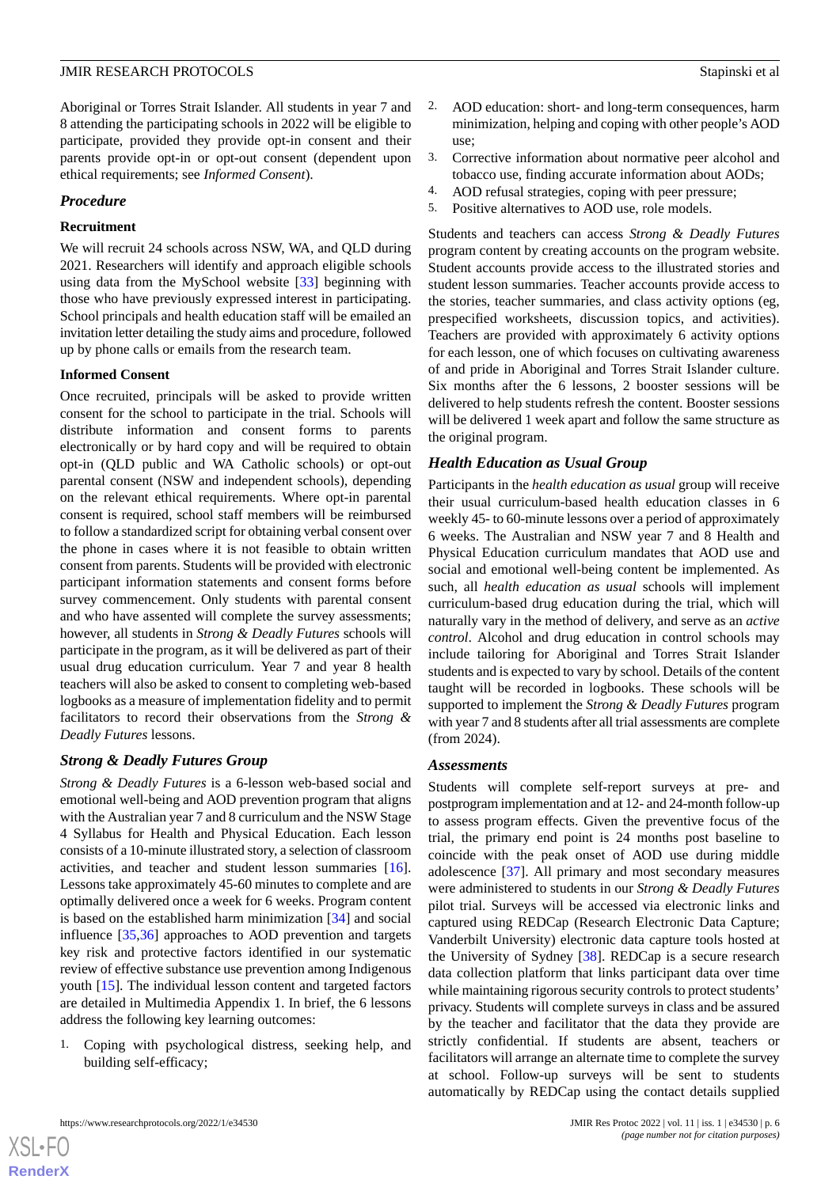Aboriginal or Torres Strait Islander. All students in year 7 and 8 attending the participating schools in 2022 will be eligible to participate, provided they provide opt-in consent and their parents provide opt-in or opt-out consent (dependent upon ethical requirements; see *Informed Consent*).

## Procedure

### Recruitment

We will recruit 24 schools across NSW, WA, and QLD during 2021. Researchers will identify and approach eligible schools using data from the MySchool website [33] beginning with those who have previously expressed interest in participating. School principals and health education staff will be emailed an invitation letter detailing the study aims and procedure, followed up by phone calls or emails from the research team.

### Informed Consent

Once recruited, principals will be asked to provide written consent for the school to participate in the trial. Schools will distribute information and consent forms to parents electronically or by hard copy and will be required to obtain opt-in (QLD public and WA Catholic schools) or opt-out parental consent (NSW and independent schools), depending on the relevant ethical requirements. Where opt-in parental consent is required, school staff members will be reimbursed to follow a standardized script for obtaining verbal consent over the phone in cases where it is not feasible to obtain written consent from parents. Students will be provided with electronic participant information statements and consent forms before survey commencement. Only students with parental consent and who have assented will complete the survey assessments; however, all students in *Strong & Deadly Futures* schools will participate in the program, as it will be delivered as part of their usual drug education curriculum. Year 7 and year 8 health teachers will also be asked to consent to completing web-based logbooks as a measure of implementation fidelity and to permit facilitators to record their observations from the *Strong & Deadly Futures* lessons.

## Strong & Deadly Futures Group

*Strong & Deadly Futures* is a 6-lesson web-based social and emotional well-being and AOD prevention program that aligns with the Australian year 7 and 8 curriculum and the NSW Stage 4 Syllabus for Health and Physical Education. Each lesson consists of a 10-minute illustrated story, a selection of classroom activities, and teacher and student lesson summaries [16]. Lessons take approximately 45-60 minutes to complete and are optimally delivered once a week for 6 weeks. Program content is based on the established harm minimization [34] and social influence [35,36] approaches to AOD prevention and targets key risk and protective factors identified in our systematic review of effective substance use prevention among Indigenous youth [15]. The individual lesson content and targeted factors are detailed in Multimedia Appendix 1. In brief, the 6 lessons address the following key learning outcomes:

1. Coping with psychological distress, seeking help, and building self-efficacy;
2. AOD education: short- and long-term consequences, harm minimization, helping and coping with other people's AOD use;
3. Corrective information about normative peer alcohol and tobacco use, finding accurate information about AODs;
4. AOD refusal strategies, coping with peer pressure;
5. Positive alternatives to AOD use, role models.

Students and teachers can access *Strong & Deadly Futures* program content by creating accounts on the program website. Student accounts provide access to the illustrated stories and student lesson summaries. Teacher accounts provide access to the stories, teacher summaries, and class activity options (eg, prespecified worksheets, discussion topics, and activities). Teachers are provided with approximately 6 activity options for each lesson, one of which focuses on cultivating awareness of and pride in Aboriginal and Torres Strait Islander culture. Six months after the 6 lessons, 2 booster sessions will be delivered to help students refresh the content. Booster sessions will be delivered 1 week apart and follow the same structure as the original program.

## Health Education as Usual Group

Participants in the *health education as usual* group will receive their usual curriculum-based health education classes in 6 weekly 45- to 60-minute lessons over a period of approximately 6 weeks. The Australian and NSW year 7 and 8 Health and Physical Education curriculum mandates that AOD use and social and emotional well-being content be implemented. As such, all *health education as usual* schools will implement curriculum-based drug education during the trial, which will naturally vary in the method of delivery, and serve as an *active control*. Alcohol and drug education in control schools may include tailoring for Aboriginal and Torres Strait Islander students and is expected to vary by school. Details of the content taught will be recorded in logbooks. These schools will be supported to implement the *Strong & Deadly Futures* program with year 7 and 8 students after all trial assessments are complete (from 2024).

## Assessments

Students will complete self-report surveys at pre- and postprogram implementation and at 12- and 24-month follow-up to assess program effects. Given the preventive focus of the trial, the primary end point is 24 months post baseline to coincide with the peak onset of AOD use during middle adolescence [37]. All primary and most secondary measures were administered to students in our *Strong & Deadly Futures* pilot trial. Surveys will be accessed via electronic links and captured using REDCap (Research Electronic Data Capture; Vanderbilt University) electronic data capture tools hosted at the University of Sydney [38]. REDCap is a secure research data collection platform that links participant data over time while maintaining rigorous security controls to protect students' privacy. Students will complete surveys in class and be assured by the teacher and facilitator that the data they provide are strictly confidential. If students are absent, teachers or facilitators will arrange an alternate time to complete the survey at school. Follow-up surveys will be sent to students automatically by REDCap using the contact details supplied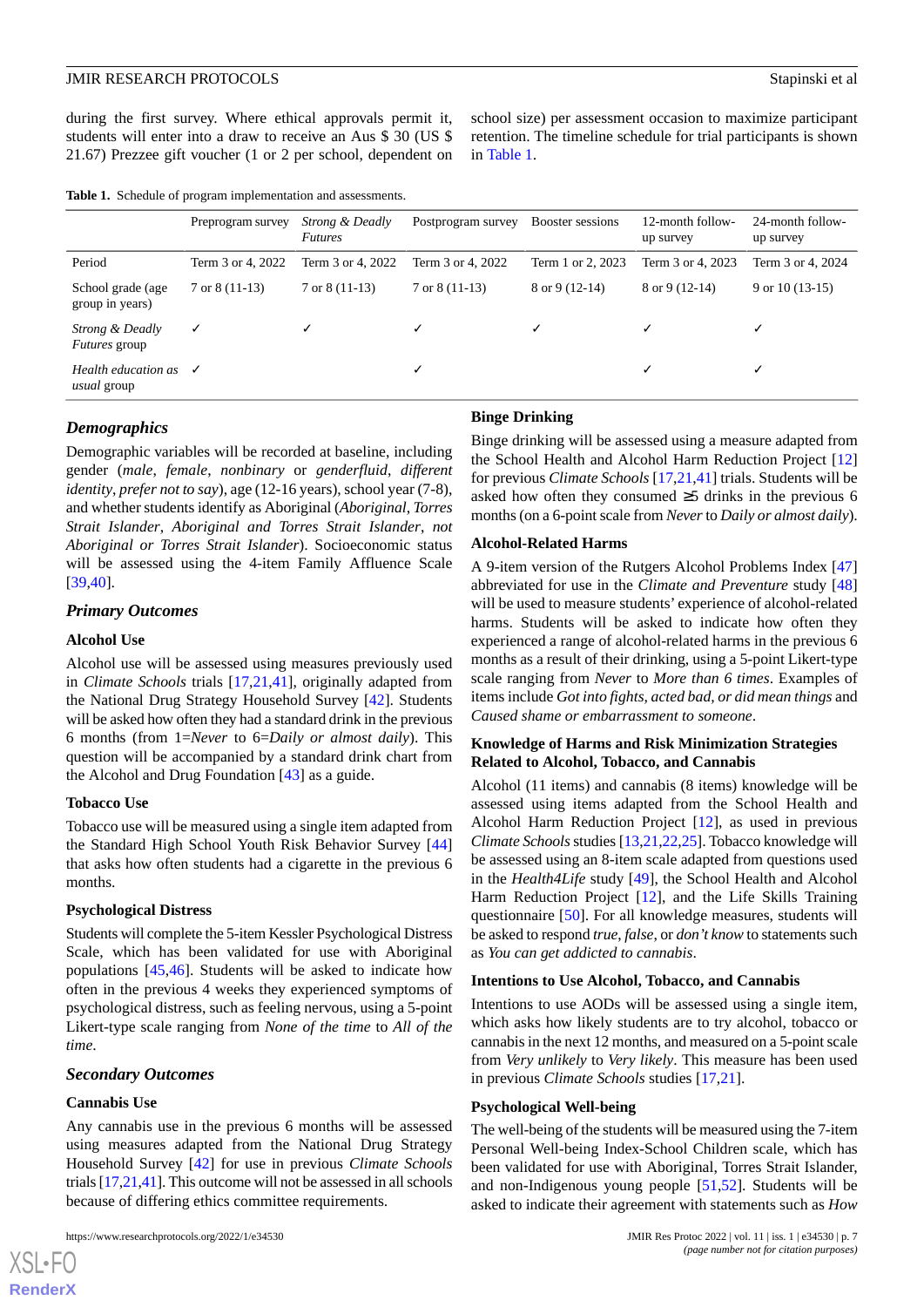during the first survey. Where ethical approvals permit it, students will enter into a draw to receive an Aus $ 30 (US $ 21.67) Prezzee gift voucher (1 or 2 per school, dependent on school size) per assessment occasion to maximize participant retention. The timeline schedule for trial participants is shown in Table 1.

**Table 1.** Schedule of program implementation and assessments.

| | Preprogram survey | *Strong & Deadly Futures* | Postprogram survey | Booster sessions | 12-month follow-up survey | 24-month follow-up survey |
|---|---|---|---|---|---|---|
| Period | Term 3 or 4, 2022 | Term 3 or 4, 2022 | Term 3 or 4, 2022 | Term 1 or 2, 2023 | Term 3 or 4, 2023 | Term 3 or 4, 2024 |
| School grade (age group in years) | 7 or 8 (11-13) | 7 or 8 (11-13) | 7 or 8 (11-13) | 8 or 9 (12-14) | 8 or 9 (12-14) | 9 or 10 (13-15) |
| *Strong & Deadly Futures* group | ✓ | ✓ | ✓ | ✓ | ✓ | ✓ |
| *Health education as usual* group | ✓ | | ✓ | | ✓ | ✓ |

### *Demographics*

Demographic variables will be recorded at baseline, including gender (*male*, *female*, *nonbinary* or *genderfluid*, *different identity*, *prefer not to say*), age (12-16 years), school year (7-8), and whether students identify as Aboriginal (*Aboriginal*, *Torres Strait Islander*, *Aboriginal and Torres Strait Islander*, *not Aboriginal or Torres Strait Islander*). Socioeconomic status will be assessed using the 4-item Family Affluence Scale [39,40].

### *Primary Outcomes*

#### Alcohol Use

Alcohol use will be assessed using measures previously used in *Climate Schools* trials [17,21,41], originally adapted from the National Drug Strategy Household Survey [42]. Students will be asked how often they had a standard drink in the previous 6 months (from 1=*Never* to 6=*Daily or almost daily*). This question will be accompanied by a standard drink chart from the Alcohol and Drug Foundation [43] as a guide.

#### Tobacco Use

Tobacco use will be measured using a single item adapted from the Standard High School Youth Risk Behavior Survey [44] that asks how often students had a cigarette in the previous 6 months.

#### Psychological Distress

Students will complete the 5-item Kessler Psychological Distress Scale, which has been validated for use with Aboriginal populations [45,46]. Students will be asked to indicate how often in the previous 4 weeks they experienced symptoms of psychological distress, such as feeling nervous, using a 5-point Likert-type scale ranging from *None of the time* to *All of the time*.

### *Secondary Outcomes*

#### Cannabis Use

Any cannabis use in the previous 6 months will be assessed using measures adapted from the National Drug Strategy Household Survey [42] for use in previous *Climate Schools* trials [17,21,41]. This outcome will not be assessed in all schools because of differing ethics committee requirements.

#### Binge Drinking

Binge drinking will be assessed using a measure adapted from the School Health and Alcohol Harm Reduction Project [12] for previous *Climate Schools* [17,21,41] trials. Students will be asked how often they consumed ≥5 drinks in the previous 6 months (on a 6-point scale from *Never* to *Daily or almost daily*).

#### Alcohol-Related Harms

A 9-item version of the Rutgers Alcohol Problems Index [47] abbreviated for use in the *Climate and Preventure* study [48] will be used to measure students' experience of alcohol-related harms. Students will be asked to indicate how often they experienced a range of alcohol-related harms in the previous 6 months as a result of their drinking, using a 5-point Likert-type scale ranging from *Never* to *More than 6 times*. Examples of items include *Got into fights, acted bad, or did mean things* and *Caused shame or embarrassment to someone*.

#### Knowledge of Harms and Risk Minimization Strategies Related to Alcohol, Tobacco, and Cannabis

Alcohol (11 items) and cannabis (8 items) knowledge will be assessed using items adapted from the School Health and Alcohol Harm Reduction Project [12], as used in previous *Climate Schools* studies [13,21,22,25]. Tobacco knowledge will be assessed using an 8-item scale adapted from questions used in the *Health4Life* study [49], the School Health and Alcohol Harm Reduction Project [12], and the Life Skills Training questionnaire [50]. For all knowledge measures, students will be asked to respond *true*, *false*, or *don't know* to statements such as *You can get addicted to cannabis*.

#### Intentions to Use Alcohol, Tobacco, and Cannabis

Intentions to use AODs will be assessed using a single item, which asks how likely students are to try alcohol, tobacco or cannabis in the next 12 months, and measured on a 5-point scale from *Very unlikely* to *Very likely*. This measure has been used in previous *Climate Schools* studies [17,21].

#### Psychological Well-being

The well-being of the students will be measured using the 7-item Personal Well-being Index-School Children scale, which has been validated for use with Aboriginal, Torres Strait Islander, and non-Indigenous young people [51,52]. Students will be asked to indicate their agreement with statements such as *How*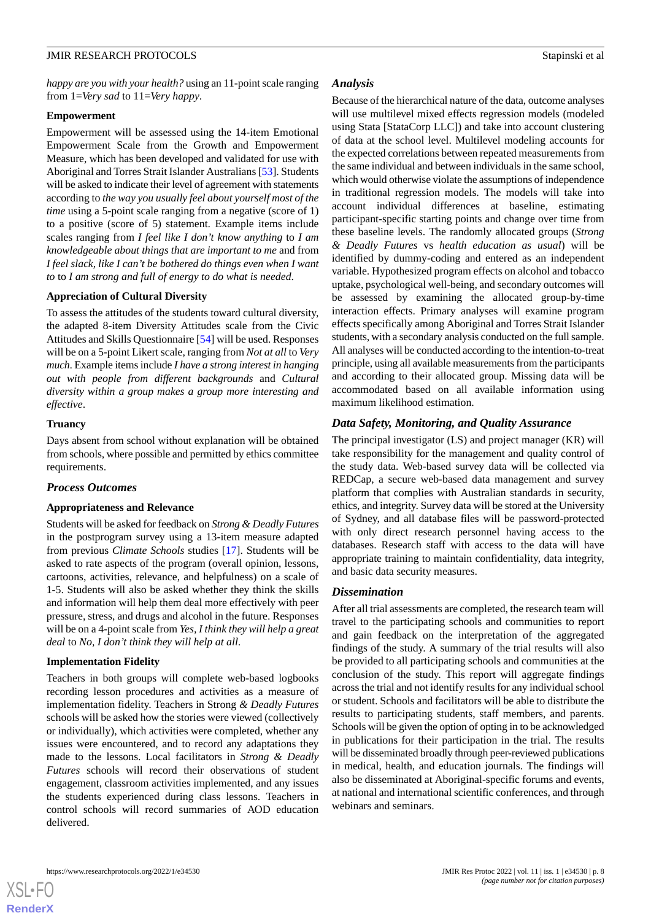*happy are you with your health?* using an 11-point scale ranging from 1=*Very sad* to 11=*Very happy*.

#### Empowerment

Empowerment will be assessed using the 14-item Emotional Empowerment Scale from the Growth and Empowerment Measure, which has been developed and validated for use with Aboriginal and Torres Strait Islander Australians [53]. Students will be asked to indicate their level of agreement with statements according to *the way you usually feel about yourself most of the time* using a 5-point scale ranging from a negative (score of 1) to a positive (score of 5) statement. Example items include scales ranging from *I feel like I don't know anything* to *I am knowledgeable about things that are important to me* and from *I feel slack, like I can't be bothered do things even when I want to* to *I am strong and full of energy to do what is needed*.

#### Appreciation of Cultural Diversity

To assess the attitudes of the students toward cultural diversity, the adapted 8-item Diversity Attitudes scale from the Civic Attitudes and Skills Questionnaire [54] will be used. Responses will be on a 5-point Likert scale, ranging from *Not at all* to *Very much*. Example items include *I have a strong interest in hanging out with people from different backgrounds* and *Cultural diversity within a group makes a group more interesting and effective*.

#### Truancy

Days absent from school without explanation will be obtained from schools, where possible and permitted by ethics committee requirements.

### Process Outcomes

#### Appropriateness and Relevance

Students will be asked for feedback on *Strong & Deadly Futures* in the postprogram survey using a 13-item measure adapted from previous *Climate Schools* studies [17]. Students will be asked to rate aspects of the program (overall opinion, lessons, cartoons, activities, relevance, and helpfulness) on a scale of 1-5. Students will also be asked whether they think the skills and information will help them deal more effectively with peer pressure, stress, and drugs and alcohol in the future. Responses will be on a 4-point scale from *Yes, I think they will help a great deal* to *No, I don't think they will help at all*.

#### Implementation Fidelity

Teachers in both groups will complete web-based logbooks recording lesson procedures and activities as a measure of implementation fidelity. Teachers in Strong *& Deadly Futures* schools will be asked how the stories were viewed (collectively or individually), which activities were completed, whether any issues were encountered, and to record any adaptations they made to the lessons. Local facilitators in *Strong & Deadly Futures* schools will record their observations of student engagement, classroom activities implemented, and any issues the students experienced during class lessons. Teachers in control schools will record summaries of AOD education delivered.

### Analysis

Because of the hierarchical nature of the data, outcome analyses will use multilevel mixed effects regression models (modeled using Stata [StataCorp LLC]) and take into account clustering of data at the school level. Multilevel modeling accounts for the expected correlations between repeated measurements from the same individual and between individuals in the same school, which would otherwise violate the assumptions of independence in traditional regression models. The models will take into account individual differences at baseline, estimating participant-specific starting points and change over time from these baseline levels. The randomly allocated groups (*Strong & Deadly Futures* vs *health education as usual*) will be identified by dummy-coding and entered as an independent variable. Hypothesized program effects on alcohol and tobacco uptake, psychological well-being, and secondary outcomes will be assessed by examining the allocated group-by-time interaction effects. Primary analyses will examine program effects specifically among Aboriginal and Torres Strait Islander students, with a secondary analysis conducted on the full sample. All analyses will be conducted according to the intention-to-treat principle, using all available measurements from the participants and according to their allocated group. Missing data will be accommodated based on all available information using maximum likelihood estimation.

### Data Safety, Monitoring, and Quality Assurance

The principal investigator (LS) and project manager (KR) will take responsibility for the management and quality control of the study data. Web-based survey data will be collected via REDCap, a secure web-based data management and survey platform that complies with Australian standards in security, ethics, and integrity. Survey data will be stored at the University of Sydney, and all database files will be password-protected with only direct research personnel having access to the databases. Research staff with access to the data will have appropriate training to maintain confidentiality, data integrity, and basic data security measures.

### Dissemination

After all trial assessments are completed, the research team will travel to the participating schools and communities to report and gain feedback on the interpretation of the aggregated findings of the study. A summary of the trial results will also be provided to all participating schools and communities at the conclusion of the study. This report will aggregate findings across the trial and not identify results for any individual school or student. Schools and facilitators will be able to distribute the results to participating students, staff members, and parents. Schools will be given the option of opting in to be acknowledged in publications for their participation in the trial. The results will be disseminated broadly through peer-reviewed publications in medical, health, and education journals. The findings will also be disseminated at Aboriginal-specific forums and events, at national and international scientific conferences, and through webinars and seminars.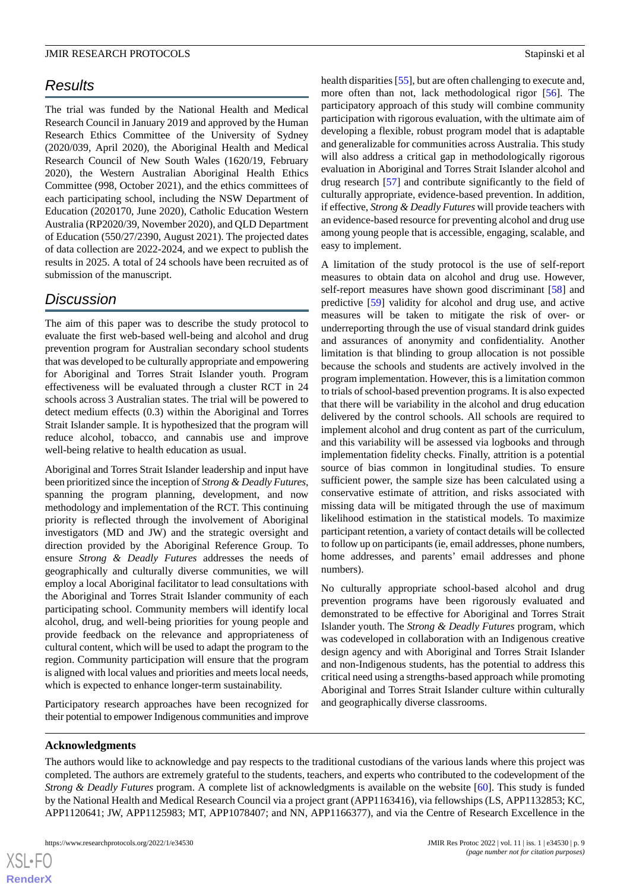## Results

The trial was funded by the National Health and Medical Research Council in January 2019 and approved by the Human Research Ethics Committee of the University of Sydney (2020/039, April 2020), the Aboriginal Health and Medical Research Council of New South Wales (1620/19, February 2020), the Western Australian Aboriginal Health Ethics Committee (998, October 2021), and the ethics committees of each participating school, including the NSW Department of Education (2020170, June 2020), Catholic Education Western Australia (RP2020/39, November 2020), and QLD Department of Education (550/27/2390, August 2021). The projected dates of data collection are 2022-2024, and we expect to publish the results in 2025. A total of 24 schools have been recruited as of submission of the manuscript.

## Discussion

The aim of this paper was to describe the study protocol to evaluate the first web-based well-being and alcohol and drug prevention program for Australian secondary school students that was developed to be culturally appropriate and empowering for Aboriginal and Torres Strait Islander youth. Program effectiveness will be evaluated through a cluster RCT in 24 schools across 3 Australian states. The trial will be powered to detect medium effects (0.3) within the Aboriginal and Torres Strait Islander sample. It is hypothesized that the program will reduce alcohol, tobacco, and cannabis use and improve well-being relative to health education as usual.

Aboriginal and Torres Strait Islander leadership and input have been prioritized since the inception of *Strong & Deadly Futures*, spanning the program planning, development, and now methodology and implementation of the RCT. This continuing priority is reflected through the involvement of Aboriginal investigators (MD and JW) and the strategic oversight and direction provided by the Aboriginal Reference Group. To ensure *Strong & Deadly Futures* addresses the needs of geographically and culturally diverse communities, we will employ a local Aboriginal facilitator to lead consultations with the Aboriginal and Torres Strait Islander community of each participating school. Community members will identify local alcohol, drug, and well-being priorities for young people and provide feedback on the relevance and appropriateness of cultural content, which will be used to adapt the program to the region. Community participation will ensure that the program is aligned with local values and priorities and meets local needs, which is expected to enhance longer-term sustainability.

Participatory research approaches have been recognized for their potential to empower Indigenous communities and improve health disparities [55], but are often challenging to execute and, more often than not, lack methodological rigor [56]. The participatory approach of this study will combine community participation with rigorous evaluation, with the ultimate aim of developing a flexible, robust program model that is adaptable and generalizable for communities across Australia. This study will also address a critical gap in methodologically rigorous evaluation in Aboriginal and Torres Strait Islander alcohol and drug research [57] and contribute significantly to the field of culturally appropriate, evidence-based prevention. In addition, if effective, *Strong & Deadly Futures* will provide teachers with an evidence-based resource for preventing alcohol and drug use among young people that is accessible, engaging, scalable, and easy to implement.

A limitation of the study protocol is the use of self-report measures to obtain data on alcohol and drug use. However, self-report measures have shown good discriminant [58] and predictive [59] validity for alcohol and drug use, and active measures will be taken to mitigate the risk of over- or underreporting through the use of visual standard drink guides and assurances of anonymity and confidentiality. Another limitation is that blinding to group allocation is not possible because the schools and students are actively involved in the program implementation. However, this is a limitation common to trials of school-based prevention programs. It is also expected that there will be variability in the alcohol and drug education delivered by the control schools. All schools are required to implement alcohol and drug content as part of the curriculum, and this variability will be assessed via logbooks and through implementation fidelity checks. Finally, attrition is a potential source of bias common in longitudinal studies. To ensure sufficient power, the sample size has been calculated using a conservative estimate of attrition, and risks associated with missing data will be mitigated through the use of maximum likelihood estimation in the statistical models. To maximize participant retention, a variety of contact details will be collected to follow up on participants (ie, email addresses, phone numbers, home addresses, and parents' email addresses and phone numbers).

No culturally appropriate school-based alcohol and drug prevention programs have been rigorously evaluated and demonstrated to be effective for Aboriginal and Torres Strait Islander youth. The *Strong & Deadly Futures* program, which was codeveloped in collaboration with an Indigenous creative design agency and with Aboriginal and Torres Strait Islander and non-Indigenous students, has the potential to address this critical need using a strengths-based approach while promoting Aboriginal and Torres Strait Islander culture within culturally and geographically diverse classrooms.

### Acknowledgments

The authors would like to acknowledge and pay respects to the traditional custodians of the various lands where this project was completed. The authors are extremely grateful to the students, teachers, and experts who contributed to the codevelopment of the *Strong & Deadly Futures* program. A complete list of acknowledgments is available on the website [60]. This study is funded by the National Health and Medical Research Council via a project grant (APP1163416), via fellowships (LS, APP1132853; KC, APP1120641; JW, APP1125983; MT, APP1078407; and NN, APP1166377), and via the Centre of Research Excellence in the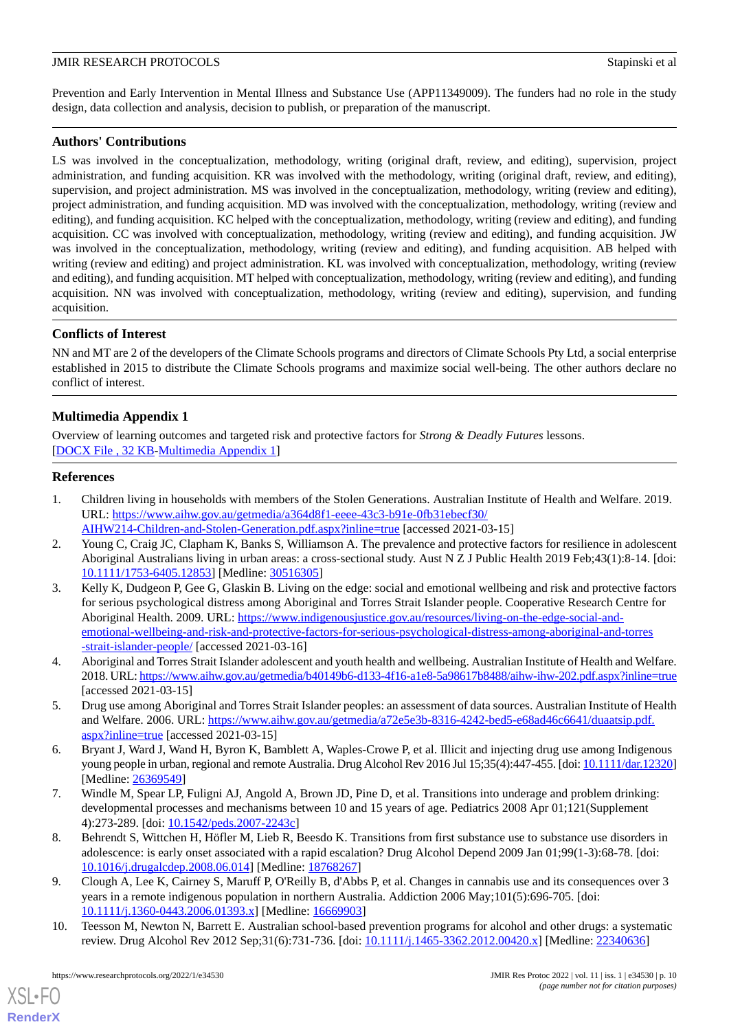Prevention and Early Intervention in Mental Illness and Substance Use (APP11349009). The funders had no role in the study design, data collection and analysis, decision to publish, or preparation of the manuscript.

## Authors' Contributions

LS was involved in the conceptualization, methodology, writing (original draft, review, and editing), supervision, project administration, and funding acquisition. KR was involved with the methodology, writing (original draft, review, and editing), supervision, and project administration. MS was involved in the conceptualization, methodology, writing (review and editing), project administration, and funding acquisition. MD was involved with the conceptualization, methodology, writing (review and editing), and funding acquisition. KC helped with the conceptualization, methodology, writing (review and editing), and funding acquisition. CC was involved with conceptualization, methodology, writing (review and editing), and funding acquisition. JW was involved in the conceptualization, methodology, writing (review and editing), and funding acquisition. AB helped with writing (review and editing) and project administration. KL was involved with conceptualization, methodology, writing (review and editing), and funding acquisition. MT helped with conceptualization, methodology, writing (review and editing), and funding acquisition. NN was involved with conceptualization, methodology, writing (review and editing), supervision, and funding acquisition.

## Conflicts of Interest

NN and MT are 2 of the developers of the Climate Schools programs and directors of Climate Schools Pty Ltd, a social enterprise established in 2015 to distribute the Climate Schools programs and maximize social well-being. The other authors declare no conflict of interest.

## Multimedia Appendix 1

Overview of learning outcomes and targeted risk and protective factors for *Strong & Deadly Futures* lessons.
[DOCX File , 32 KB-Multimedia Appendix 1]

## References

1. Children living in households with members of the Stolen Generations. Australian Institute of Health and Welfare. 2019. URL: https://www.aihw.gov.au/getmedia/a364d8f1-eeee-43c3-b91e-0fb31ebecf30/AIHW214-Children-and-Stolen-Generation.pdf.aspx?inline=true [accessed 2021-03-15]
2. Young C, Craig JC, Clapham K, Banks S, Williamson A. The prevalence and protective factors for resilience in adolescent Aboriginal Australians living in urban areas: a cross-sectional study. Aust N Z J Public Health 2019 Feb;43(1):8-14. [doi: 10.1111/1753-6405.12853] [Medline: 30516305]
3. Kelly K, Dudgeon P, Gee G, Glaskin B. Living on the edge: social and emotional wellbeing and risk and protective factors for serious psychological distress among Aboriginal and Torres Strait Islander people. Cooperative Research Centre for Aboriginal Health. 2009. URL: https://www.indigenousjustice.gov.au/resources/living-on-the-edge-social-and-emotional-wellbeing-and-risk-and-protective-factors-for-serious-psychological-distress-among-aboriginal-and-torres-strait-islander-people/ [accessed 2021-03-16]
4. Aboriginal and Torres Strait Islander adolescent and youth health and wellbeing. Australian Institute of Health and Welfare. 2018. URL: https://www.aihw.gov.au/getmedia/b40149b6-d133-4f16-a1e8-5a98617b8488/aihw-ihw-202.pdf.aspx?inline=true [accessed 2021-03-15]
5. Drug use among Aboriginal and Torres Strait Islander peoples: an assessment of data sources. Australian Institute of Health and Welfare. 2006. URL: https://www.aihw.gov.au/getmedia/a72e5e3b-8316-4242-bed5-e68ad46c6641/duaatsip.pdf.aspx?inline=true [accessed 2021-03-15]
6. Bryant J, Ward J, Wand H, Byron K, Bamblett A, Waples-Crowe P, et al. Illicit and injecting drug use among Indigenous young people in urban, regional and remote Australia. Drug Alcohol Rev 2016 Jul 15;35(4):447-455. [doi: 10.1111/dar.12320] [Medline: 26369549]
7. Windle M, Spear LP, Fuligni AJ, Angold A, Brown JD, Pine D, et al. Transitions into underage and problem drinking: developmental processes and mechanisms between 10 and 15 years of age. Pediatrics 2008 Apr 01;121(Supplement 4):273-289. [doi: 10.1542/peds.2007-2243c]
8. Behrendt S, Wittchen H, Höfler M, Lieb R, Beesdo K. Transitions from first substance use to substance use disorders in adolescence: is early onset associated with a rapid escalation? Drug Alcohol Depend 2009 Jan 01;99(1-3):68-78. [doi: 10.1016/j.drugalcdep.2008.06.014] [Medline: 18768267]
9. Clough A, Lee K, Cairney S, Maruff P, O'Reilly B, d'Abbs P, et al. Changes in cannabis use and its consequences over 3 years in a remote indigenous population in northern Australia. Addiction 2006 May;101(5):696-705. [doi: 10.1111/j.1360-0443.2006.01393.x] [Medline: 16669903]
10. Teesson M, Newton N, Barrett E. Australian school-based prevention programs for alcohol and other drugs: a systematic review. Drug Alcohol Rev 2012 Sep;31(6):731-736. [doi: 10.1111/j.1465-3362.2012.00420.x] [Medline: 22340636]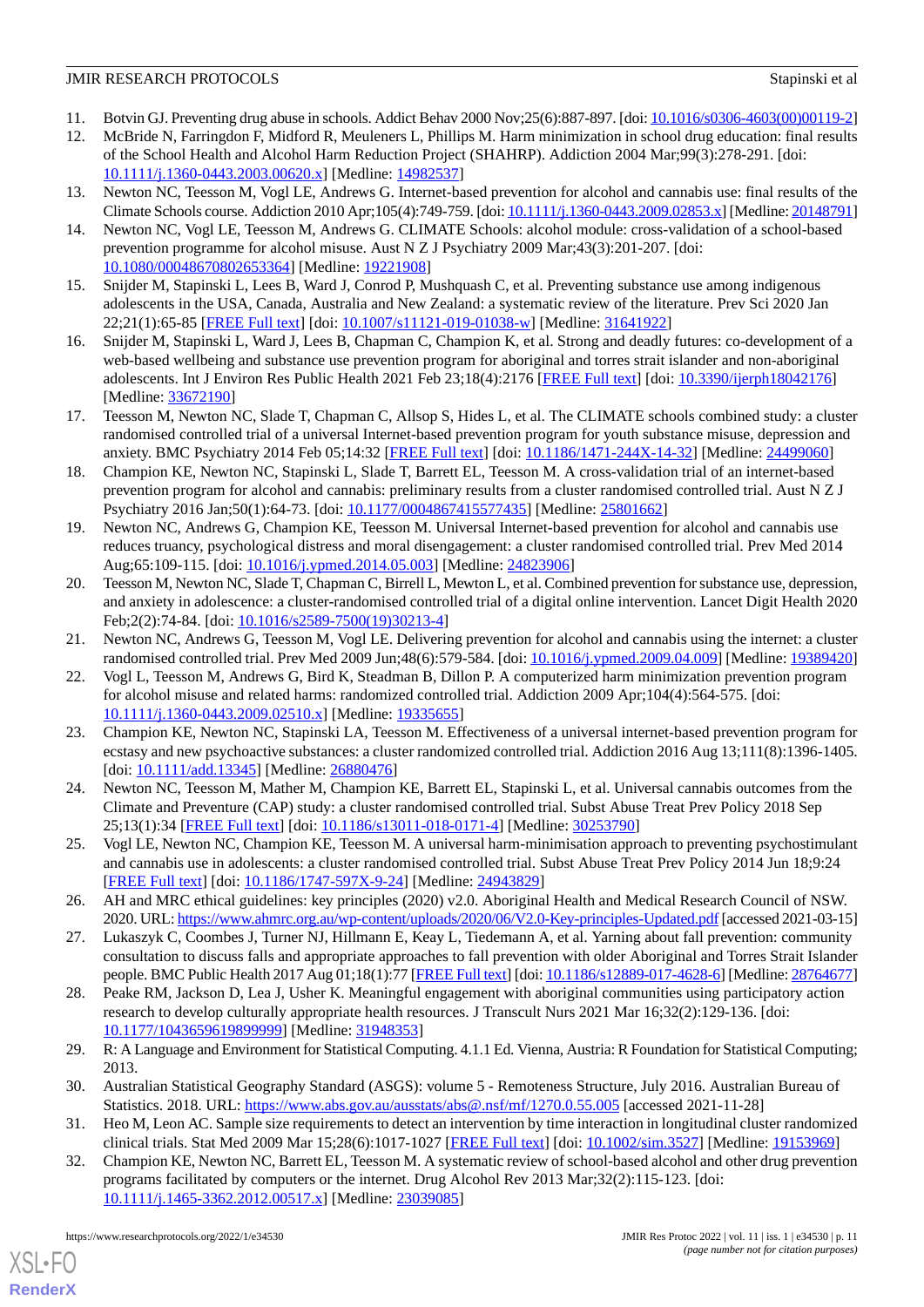11. Botvin GJ. Preventing drug abuse in schools. Addict Behav 2000 Nov;25(6):887-897. [doi: 10.1016/s0306-4603(00)00119-2]
12. McBride N, Farringdon F, Midford R, Meuleners L, Phillips M. Harm minimization in school drug education: final results of the School Health and Alcohol Harm Reduction Project (SHAHRP). Addiction 2004 Mar;99(3):278-291. [doi: 10.1111/j.1360-0443.2003.00620.x] [Medline: 14982537]
13. Newton NC, Teesson M, Vogl LE, Andrews G. Internet-based prevention for alcohol and cannabis use: final results of the Climate Schools course. Addiction 2010 Apr;105(4):749-759. [doi: 10.1111/j.1360-0443.2009.02853.x] [Medline: 20148791]
14. Newton NC, Vogl LE, Teesson M, Andrews G. CLIMATE Schools: alcohol module: cross-validation of a school-based prevention programme for alcohol misuse. Aust N Z J Psychiatry 2009 Mar;43(3):201-207. [doi: 10.1080/00048670802653364] [Medline: 19221908]
15. Snijder M, Stapinski L, Lees B, Ward J, Conrod P, Mushquash C, et al. Preventing substance use among indigenous adolescents in the USA, Canada, Australia and New Zealand: a systematic review of the literature. Prev Sci 2020 Jan 22;21(1):65-85 [FREE Full text] [doi: 10.1007/s11121-019-01038-w] [Medline: 31641922]
16. Snijder M, Stapinski L, Ward J, Lees B, Chapman C, Champion K, et al. Strong and deadly futures: co-development of a web-based wellbeing and substance use prevention program for aboriginal and torres strait islander and non-aboriginal adolescents. Int J Environ Res Public Health 2021 Feb 23;18(4):2176 [FREE Full text] [doi: 10.3390/ijerph18042176] [Medline: 33672190]
17. Teesson M, Newton NC, Slade T, Chapman C, Allsop S, Hides L, et al. The CLIMATE schools combined study: a cluster randomised controlled trial of a universal Internet-based prevention program for youth substance misuse, depression and anxiety. BMC Psychiatry 2014 Feb 05;14:32 [FREE Full text] [doi: 10.1186/1471-244X-14-32] [Medline: 24499060]
18. Champion KE, Newton NC, Stapinski L, Slade T, Barrett EL, Teesson M. A cross-validation trial of an internet-based prevention program for alcohol and cannabis: preliminary results from a cluster randomised controlled trial. Aust N Z J Psychiatry 2016 Jan;50(1):64-73. [doi: 10.1177/0004867415577435] [Medline: 25801662]
19. Newton NC, Andrews G, Champion KE, Teesson M. Universal Internet-based prevention for alcohol and cannabis use reduces truancy, psychological distress and moral disengagement: a cluster randomised controlled trial. Prev Med 2014 Aug;65:109-115. [doi: 10.1016/j.ypmed.2014.05.003] [Medline: 24823906]
20. Teesson M, Newton NC, Slade T, Chapman C, Birrell L, Mewton L, et al. Combined prevention for substance use, depression, and anxiety in adolescence: a cluster-randomised controlled trial of a digital online intervention. Lancet Digit Health 2020 Feb;2(2):74-84. [doi: 10.1016/s2589-7500(19)30213-4]
21. Newton NC, Andrews G, Teesson M, Vogl LE. Delivering prevention for alcohol and cannabis using the internet: a cluster randomised controlled trial. Prev Med 2009 Jun;48(6):579-584. [doi: 10.1016/j.ypmed.2009.04.009] [Medline: 19389420]
22. Vogl L, Teesson M, Andrews G, Bird K, Steadman B, Dillon P. A computerized harm minimization prevention program for alcohol misuse and related harms: randomized controlled trial. Addiction 2009 Apr;104(4):564-575. [doi: 10.1111/j.1360-0443.2009.02510.x] [Medline: 19335655]
23. Champion KE, Newton NC, Stapinski LA, Teesson M. Effectiveness of a universal internet-based prevention program for ecstasy and new psychoactive substances: a cluster randomized controlled trial. Addiction 2016 Aug 13;111(8):1396-1405. [doi: 10.1111/add.13345] [Medline: 26880476]
24. Newton NC, Teesson M, Mather M, Champion KE, Barrett EL, Stapinski L, et al. Universal cannabis outcomes from the Climate and Preventure (CAP) study: a cluster randomised controlled trial. Subst Abuse Treat Prev Policy 2018 Sep 25;13(1):34 [FREE Full text] [doi: 10.1186/s13011-018-0171-4] [Medline: 30253790]
25. Vogl LE, Newton NC, Champion KE, Teesson M. A universal harm-minimisation approach to preventing psychostimulant and cannabis use in adolescents: a cluster randomised controlled trial. Subst Abuse Treat Prev Policy 2014 Jun 18;9:24 [FREE Full text] [doi: 10.1186/1747-597X-9-24] [Medline: 24943829]
26. AH and MRC ethical guidelines: key principles (2020) v2.0. Aboriginal Health and Medical Research Council of NSW. 2020. URL: https://www.ahmrc.org.au/wp-content/uploads/2020/06/V2.0-Key-principles-Updated.pdf [accessed 2021-03-15]
27. Lukaszyk C, Coombes J, Turner NJ, Hillmann E, Keay L, Tiedemann A, et al. Yarning about fall prevention: community consultation to discuss falls and appropriate approaches to fall prevention with older Aboriginal and Torres Strait Islander people. BMC Public Health 2017 Aug 01;18(1):77 [FREE Full text] [doi: 10.1186/s12889-017-4628-6] [Medline: 28764677]
28. Peake RM, Jackson D, Lea J, Usher K. Meaningful engagement with aboriginal communities using participatory action research to develop culturally appropriate health resources. J Transcult Nurs 2021 Mar 16;32(2):129-136. [doi: 10.1177/1043659619899999] [Medline: 31948353]
29. R: A Language and Environment for Statistical Computing. 4.1.1 Ed. Vienna, Austria: R Foundation for Statistical Computing; 2013.
30. Australian Statistical Geography Standard (ASGS): volume 5 - Remoteness Structure, July 2016. Australian Bureau of Statistics. 2018. URL: https://www.abs.gov.au/ausstats/abs@.nsf/mf/1270.0.55.005 [accessed 2021-11-28]
31. Heo M, Leon AC. Sample size requirements to detect an intervention by time interaction in longitudinal cluster randomized clinical trials. Stat Med 2009 Mar 15;28(6):1017-1027 [FREE Full text] [doi: 10.1002/sim.3527] [Medline: 19153969]
32. Champion KE, Newton NC, Barrett EL, Teesson M. A systematic review of school-based alcohol and other drug prevention programs facilitated by computers or the internet. Drug Alcohol Rev 2013 Mar;32(2):115-123. [doi: 10.1111/j.1465-3362.2012.00517.x] [Medline: 23039085]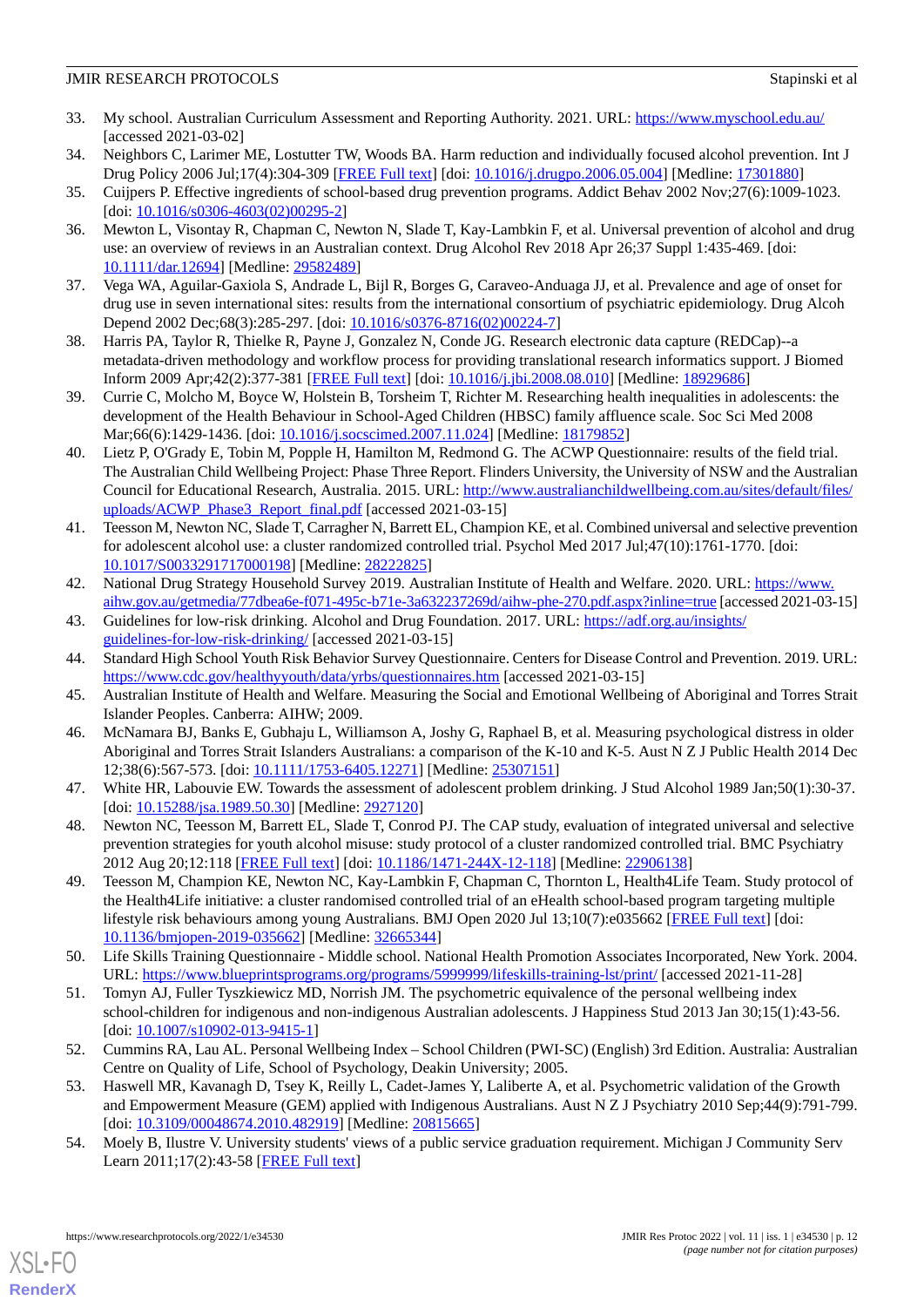33. My school. Australian Curriculum Assessment and Reporting Authority. 2021. URL: https://www.myschool.edu.au/ [accessed 2021-03-02]
34. Neighbors C, Larimer ME, Lostutter TW, Woods BA. Harm reduction and individually focused alcohol prevention. Int J Drug Policy 2006 Jul;17(4):304-309 [FREE Full text] [doi: 10.1016/j.drugpo.2006.05.004] [Medline: 17301880]
35. Cuijpers P. Effective ingredients of school-based drug prevention programs. Addict Behav 2002 Nov;27(6):1009-1023. [doi: 10.1016/s0306-4603(02)00295-2]
36. Mewton L, Visontay R, Chapman C, Newton N, Slade T, Kay-Lambkin F, et al. Universal prevention of alcohol and drug use: an overview of reviews in an Australian context. Drug Alcohol Rev 2018 Apr 26;37 Suppl 1:435-469. [doi: 10.1111/dar.12694] [Medline: 29582489]
37. Vega WA, Aguilar-Gaxiola S, Andrade L, Bijl R, Borges G, Caraveo-Anduaga JJ, et al. Prevalence and age of onset for drug use in seven international sites: results from the international consortium of psychiatric epidemiology. Drug Alcoh Depend 2002 Dec;68(3):285-297. [doi: 10.1016/s0376-8716(02)00224-7]
38. Harris PA, Taylor R, Thielke R, Payne J, Gonzalez N, Conde JG. Research electronic data capture (REDCap)--a metadata-driven methodology and workflow process for providing translational research informatics support. J Biomed Inform 2009 Apr;42(2):377-381 [FREE Full text] [doi: 10.1016/j.jbi.2008.08.010] [Medline: 18929686]
39. Currie C, Molcho M, Boyce W, Holstein B, Torsheim T, Richter M. Researching health inequalities in adolescents: the development of the Health Behaviour in School-Aged Children (HBSC) family affluence scale. Soc Sci Med 2008 Mar;66(6):1429-1436. [doi: 10.1016/j.socscimed.2007.11.024] [Medline: 18179852]
40. Lietz P, O'Grady E, Tobin M, Popple H, Hamilton M, Redmond G. The ACWP Questionnaire: results of the field trial. The Australian Child Wellbeing Project: Phase Three Report. Flinders University, the University of NSW and the Australian Council for Educational Research, Australia. 2015. URL: http://www.australianchildwellbeing.com.au/sites/default/files/uploads/ACWP_Phase3_Report_final.pdf [accessed 2021-03-15]
41. Teesson M, Newton NC, Slade T, Carragher N, Barrett EL, Champion KE, et al. Combined universal and selective prevention for adolescent alcohol use: a cluster randomized controlled trial. Psychol Med 2017 Jul;47(10):1761-1770. [doi: 10.1017/S0033291717000198] [Medline: 28222825]
42. National Drug Strategy Household Survey 2019. Australian Institute of Health and Welfare. 2020. URL: https://www.aihw.gov.au/getmedia/77dbea6e-f071-495c-b71e-3a632237269d/aihw-phe-270.pdf.aspx?inline=true [accessed 2021-03-15]
43. Guidelines for low-risk drinking. Alcohol and Drug Foundation. 2017. URL: https://adf.org.au/insights/guidelines-for-low-risk-drinking/ [accessed 2021-03-15]
44. Standard High School Youth Risk Behavior Survey Questionnaire. Centers for Disease Control and Prevention. 2019. URL: https://www.cdc.gov/healthyyouth/data/yrbs/questionnaires.htm [accessed 2021-03-15]
45. Australian Institute of Health and Welfare. Measuring the Social and Emotional Wellbeing of Aboriginal and Torres Strait Islander Peoples. Canberra: AIHW; 2009.
46. McNamara BJ, Banks E, Gubhaju L, Williamson A, Joshy G, Raphael B, et al. Measuring psychological distress in older Aboriginal and Torres Strait Islanders Australians: a comparison of the K-10 and K-5. Aust N Z J Public Health 2014 Dec 12;38(6):567-573. [doi: 10.1111/1753-6405.12271] [Medline: 25307151]
47. White HR, Labouvie EW. Towards the assessment of adolescent problem drinking. J Stud Alcohol 1989 Jan;50(1):30-37. [doi: 10.15288/jsa.1989.50.30] [Medline: 2927120]
48. Newton NC, Teesson M, Barrett EL, Slade T, Conrod PJ. The CAP study, evaluation of integrated universal and selective prevention strategies for youth alcohol misuse: study protocol of a cluster randomized controlled trial. BMC Psychiatry 2012 Aug 20;12:118 [FREE Full text] [doi: 10.1186/1471-244X-12-118] [Medline: 22906138]
49. Teesson M, Champion KE, Newton NC, Kay-Lambkin F, Chapman C, Thornton L, Health4Life Team. Study protocol of the Health4Life initiative: a cluster randomised controlled trial of an eHealth school-based program targeting multiple lifestyle risk behaviours among young Australians. BMJ Open 2020 Jul 13;10(7):e035662 [FREE Full text] [doi: 10.1136/bmjopen-2019-035662] [Medline: 32665344]
50. Life Skills Training Questionnaire - Middle school. National Health Promotion Associates Incorporated, New York. 2004. URL: https://www.blueprintsprograms.org/programs/5999999/lifeskills-training-lst/print/ [accessed 2021-11-28]
51. Tomyn AJ, Fuller Tyszkiewicz MD, Norrish JM. The psychometric equivalence of the personal wellbeing index school-children for indigenous and non-indigenous Australian adolescents. J Happiness Stud 2013 Jan 30;15(1):43-56. [doi: 10.1007/s10902-013-9415-1]
52. Cummins RA, Lau AL. Personal Wellbeing Index – School Children (PWI-SC) (English) 3rd Edition. Australia: Australian Centre on Quality of Life, School of Psychology, Deakin University; 2005.
53. Haswell MR, Kavanagh D, Tsey K, Reilly L, Cadet-James Y, Laliberte A, et al. Psychometric validation of the Growth and Empowerment Measure (GEM) applied with Indigenous Australians. Aust N Z J Psychiatry 2010 Sep;44(9):791-799. [doi: 10.3109/00048674.2010.482919] [Medline: 20815665]
54. Moely B, Ilustre V. University students' views of a public service graduation requirement. Michigan J Community Serv Learn 2011;17(2):43-58 [FREE Full text]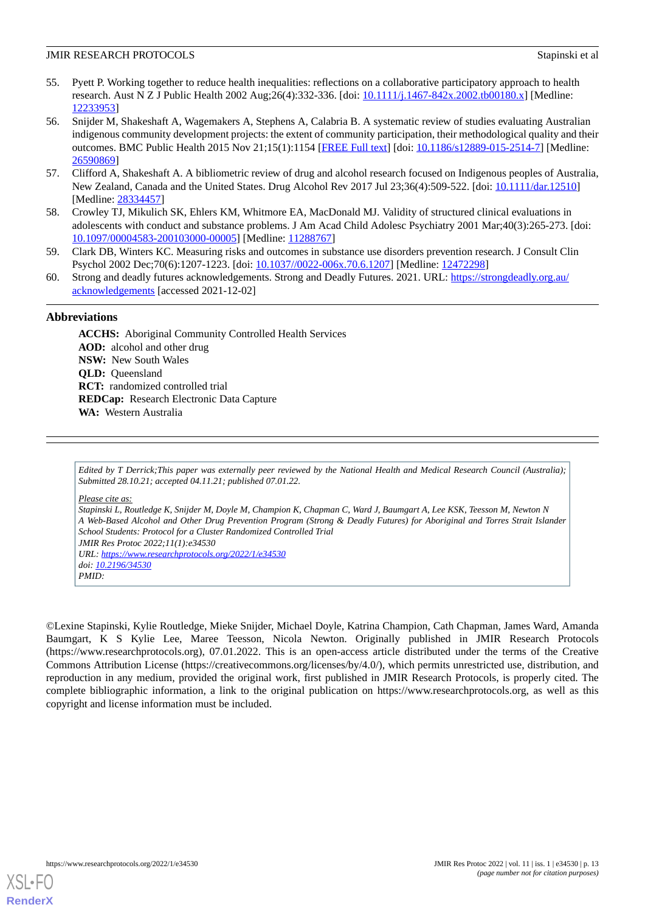55. Pyett P. Working together to reduce health inequalities: reflections on a collaborative participatory approach to health research. Aust N Z J Public Health 2002 Aug;26(4):332-336. [doi: 10.1111/j.1467-842x.2002.tb00180.x] [Medline: 12233953]
56. Snijder M, Shakeshaft A, Wagemakers A, Stephens A, Calabria B. A systematic review of studies evaluating Australian indigenous community development projects: the extent of community participation, their methodological quality and their outcomes. BMC Public Health 2015 Nov 21;15(1):1154 [FREE Full text] [doi: 10.1186/s12889-015-2514-7] [Medline: 26590869]
57. Clifford A, Shakeshaft A. A bibliometric review of drug and alcohol research focused on Indigenous peoples of Australia, New Zealand, Canada and the United States. Drug Alcohol Rev 2017 Jul 23;36(4):509-522. [doi: 10.1111/dar.12510] [Medline: 28334457]
58. Crowley TJ, Mikulich SK, Ehlers KM, Whitmore EA, MacDonald MJ. Validity of structured clinical evaluations in adolescents with conduct and substance problems. J Am Acad Child Adolesc Psychiatry 2001 Mar;40(3):265-273. [doi: 10.1097/00004583-200103000-00005] [Medline: 11288767]
59. Clark DB, Winters KC. Measuring risks and outcomes in substance use disorders prevention research. J Consult Clin Psychol 2002 Dec;70(6):1207-1223. [doi: 10.1037//0022-006x.70.6.1207] [Medline: 12472298]
60. Strong and deadly futures acknowledgements. Strong and Deadly Futures. 2021. URL: https://strongdeadly.org.au/acknowledgements [accessed 2021-12-02]

## Abbreviations

**ACCHS:** Aboriginal Community Controlled Health Services
**AOD:** alcohol and other drug
**NSW:** New South Wales
**QLD:** Queensland
**RCT:** randomized controlled trial
**REDCap:** Research Electronic Data Capture
**WA:** Western Australia

---

*Edited by T Derrick;This paper was externally peer reviewed by the National Health and Medical Research Council (Australia); Submitted 28.10.21; accepted 04.11.21; published 07.01.22.*

*Please cite as:*
*Stapinski L, Routledge K, Snijder M, Doyle M, Champion K, Chapman C, Ward J, Baumgart A, Lee KSK, Teesson M, Newton N*
*A Web-Based Alcohol and Other Drug Prevention Program (Strong & Deadly Futures) for Aboriginal and Torres Strait Islander School Students: Protocol for a Cluster Randomized Controlled Trial*
*JMIR Res Protoc 2022;11(1):e34530*
*URL: https://www.researchprotocols.org/2022/1/e34530*
*doi: 10.2196/34530*
*PMID:*

©Lexine Stapinski, Kylie Routledge, Mieke Snijder, Michael Doyle, Katrina Champion, Cath Chapman, James Ward, Amanda Baumgart, K S Kylie Lee, Maree Teesson, Nicola Newton. Originally published in JMIR Research Protocols (https://www.researchprotocols.org), 07.01.2022. This is an open-access article distributed under the terms of the Creative Commons Attribution License (https://creativecommons.org/licenses/by/4.0/), which permits unrestricted use, distribution, and reproduction in any medium, provided the original work, first published in JMIR Research Protocols, is properly cited. The complete bibliographic information, a link to the original publication on https://www.researchprotocols.org, as well as this copyright and license information must be included.